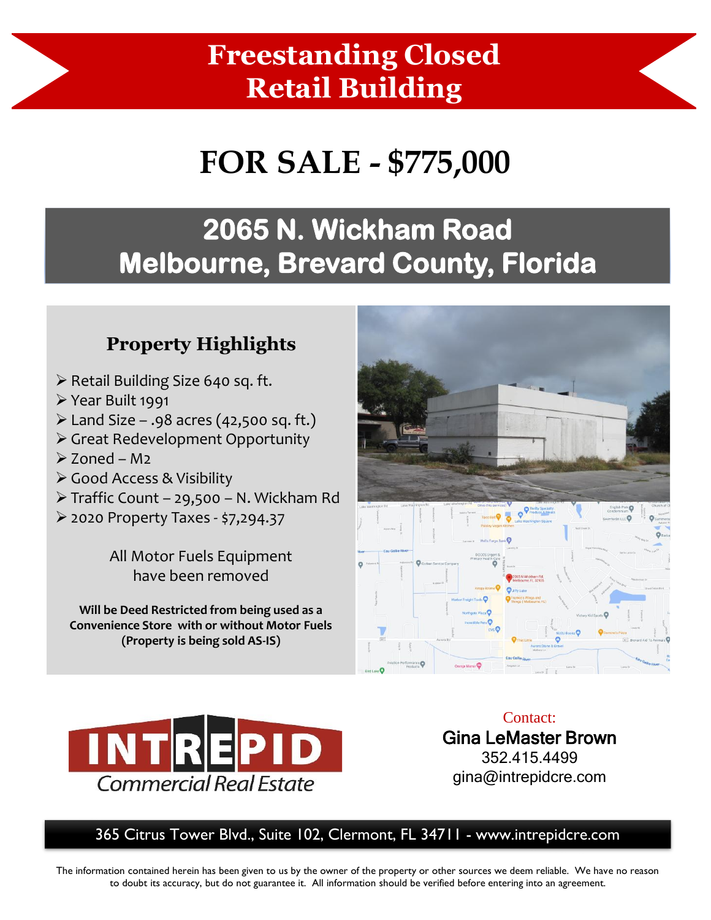# Freestanding Closed Retail Building

# FOR SALE - $775,000

## 2065 N. Wickham Road
## Melbourne, Brevard County, Florida

### Property Highlights

- Retail Building Size 640 sq. ft.
- Year Built 1991
- Land Size – .98 acres (42,500 sq. ft.)
- Great Redevelopment Opportunity
- Zoned – M2
- Good Access & Visibility
- Traffic Count – 29,500 – N. Wickham Rd
- 2020 Property Taxes - $7,294.37

All Motor Fuels Equipment have been removed

**Will be Deed Restricted from being used as a Convenience Store with or without Motor Fuels (Property is being sold AS-IS)**

INTREPID Commercial Real Estate

Contact:
**Gina LeMaster Brown**
352.415.4499
gina@intrepidcre.com

365 Citrus Tower Blvd., Suite 102, Clermont, FL 34711 - www.intrepidcre.com

The information contained herein has been given to us by the owner of the property or other sources we deem reliable. We have no reason to doubt its accuracy, but do not guarantee it. All information should be verified before entering into an agreement.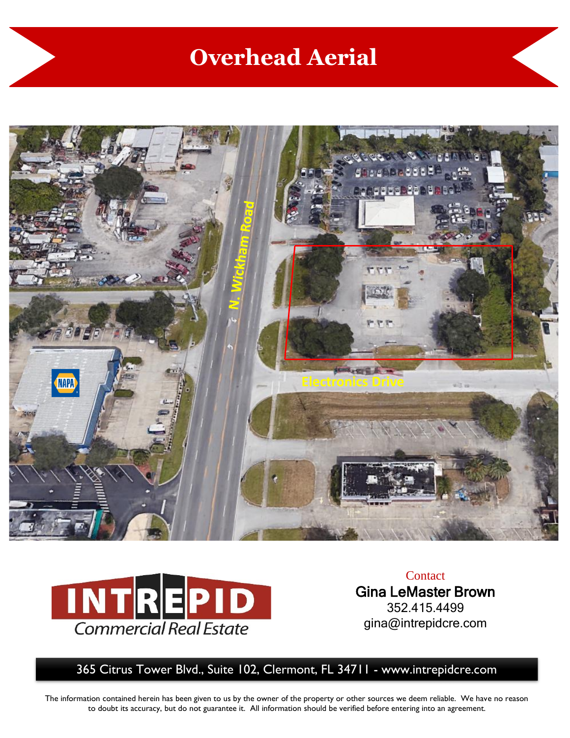# Overhead Aerial

N. Wickham Road

Electronics Drive

INTREPID Commercial Real Estate

Contact
**Gina LeMaster Brown**
352.415.4499
gina@intrepidcre.com

365 Citrus Tower Blvd., Suite 102, Clermont, FL 34711 - www.intrepidcre.com

The information contained herein has been given to us by the owner of the property or other sources we deem reliable. We have no reason to doubt its accuracy, but do not guarantee it. All information should be verified before entering into an agreement.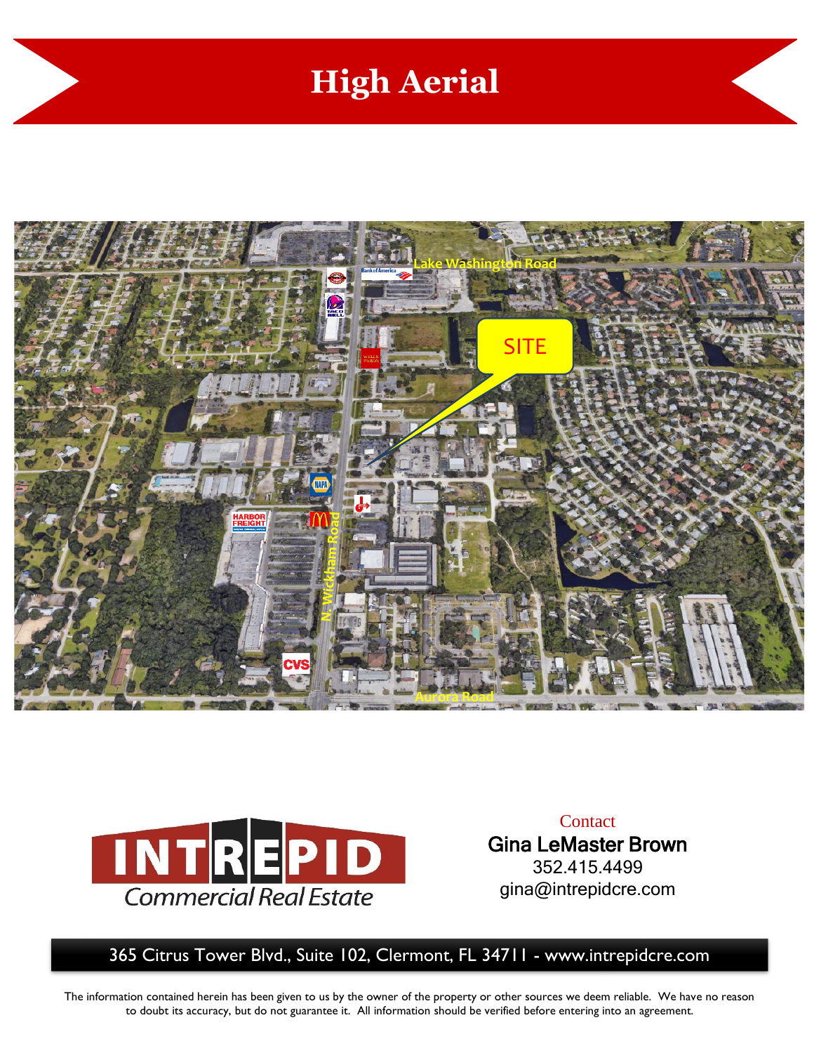# High Aerial

Lake Washington Road

SITE

N. Wickham Road

Aurora Road

Contact

**Gina LeMaster Brown**

352.415.4499

gina@intrepidcre.com

INTREPID Commercial Real Estate

365 Citrus Tower Blvd., Suite 102, Clermont, FL 34711 - www.intrepidcre.com

The information contained herein has been given to us by the owner of the property or other sources we deem reliable. We have no reason to doubt its accuracy, but do not guarantee it. All information should be verified before entering into an agreement.